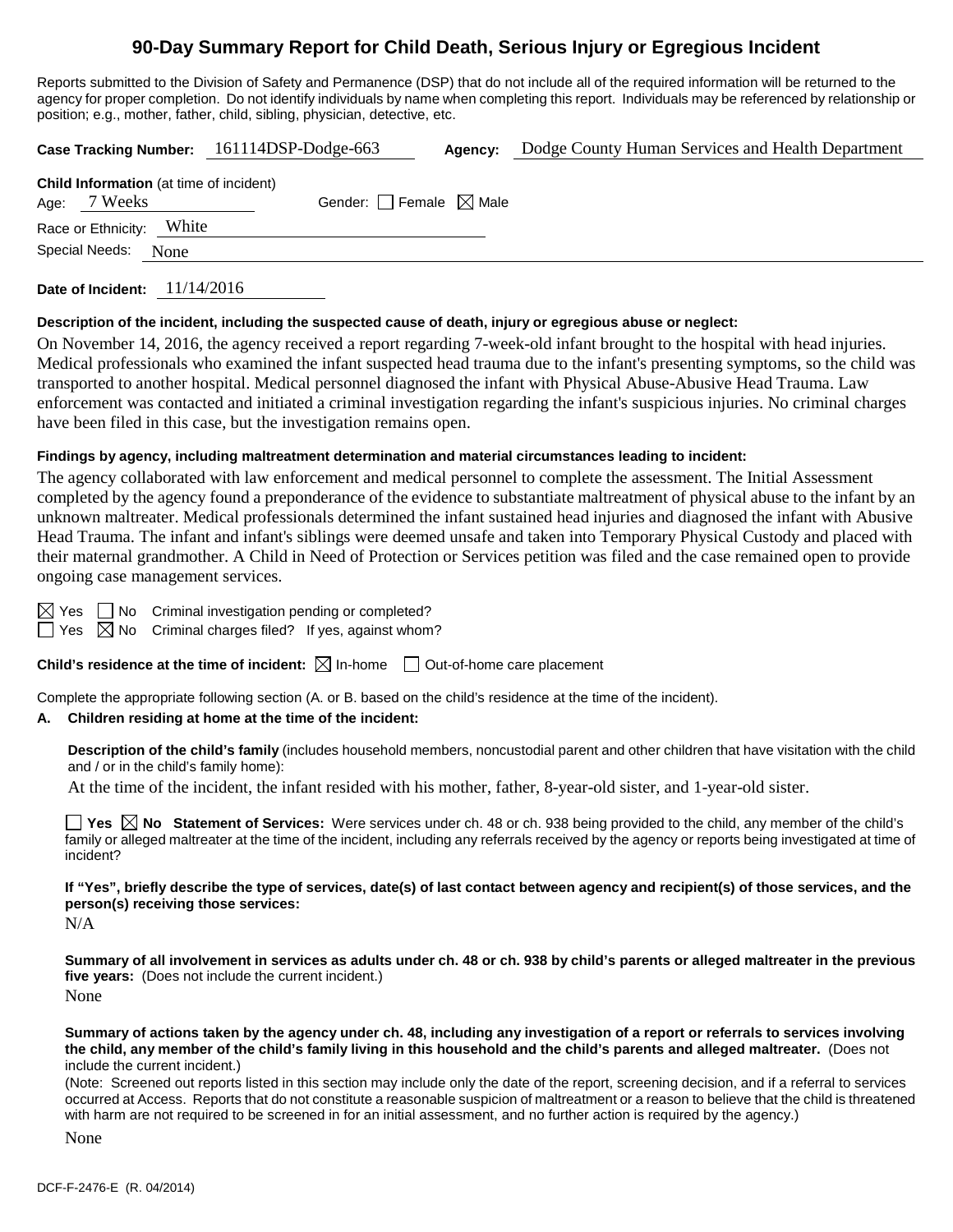# 90-Day Summary Report for Child Death, Serious Injury or Egregious Incident

Reports submitted to the Division of Safety and Permanence (DSP) that do not include all of the required information will be returned to the agency for proper completion. Do not identify individuals by name when completing this report. Individuals may be referenced by relationship or position; e.g., mother, father, child, sibling, physician, detective, etc.

**Case Tracking Number:** 161114DSP-Dodge-663 **Agency:** Dodge County Human Services and Health Department

**Child Information** (at time of incident)

Age: 7 Weeks Gender: ☐ Female ☒ Male

Race or Ethnicity: White

Special Needs: None

**Date of Incident:** 11/14/2016

**Description of the incident, including the suspected cause of death, injury or egregious abuse or neglect:**

On November 14, 2016, the agency received a report regarding 7-week-old infant brought to the hospital with head injuries. Medical professionals who examined the infant suspected head trauma due to the infant's presenting symptoms, so the child was transported to another hospital. Medical personnel diagnosed the infant with Physical Abuse-Abusive Head Trauma. Law enforcement was contacted and initiated a criminal investigation regarding the infant's suspicious injuries. No criminal charges have been filed in this case, but the investigation remains open.

**Findings by agency, including maltreatment determination and material circumstances leading to incident:**

The agency collaborated with law enforcement and medical personnel to complete the assessment. The Initial Assessment completed by the agency found a preponderance of the evidence to substantiate maltreatment of physical abuse to the infant by an unknown maltreater. Medical professionals determined the infant sustained head injuries and diagnosed the infant with Abusive Head Trauma. The infant and infant's siblings were deemed unsafe and taken into Temporary Physical Custody and placed with their maternal grandmother. A Child in Need of Protection or Services petition was filed and the case remained open to provide ongoing case management services.

☒ Yes ☐ No Criminal investigation pending or completed?

☐ Yes ☒ No Criminal charges filed? If yes, against whom?

**Child's residence at the time of incident:** ☒ In-home ☐ Out-of-home care placement

Complete the appropriate following section (A. or B. based on the child's residence at the time of the incident).

**A. Children residing at home at the time of the incident:**

**Description of the child's family** (includes household members, noncustodial parent and other children that have visitation with the child and / or in the child's family home):

At the time of the incident, the infant resided with his mother, father, 8-year-old sister, and 1-year-old sister.

☐ **Yes** ☒ **No Statement of Services:** Were services under ch. 48 or ch. 938 being provided to the child, any member of the child's family or alleged maltreater at the time of the incident, including any referrals received by the agency or reports being investigated at time of incident?

**If "Yes", briefly describe the type of services, date(s) of last contact between agency and recipient(s) of those services, and the person(s) receiving those services:**

N/A

**Summary of all involvement in services as adults under ch. 48 or ch. 938 by child's parents or alleged maltreater in the previous five years:** (Does not include the current incident.)

None

**Summary of actions taken by the agency under ch. 48, including any investigation of a report or referrals to services involving the child, any member of the child's family living in this household and the child's parents and alleged maltreater.** (Does not include the current incident.)

(Note: Screened out reports listed in this section may include only the date of the report, screening decision, and if a referral to services occurred at Access. Reports that do not constitute a reasonable suspicion of maltreatment or a reason to believe that the child is threatened with harm are not required to be screened in for an initial assessment, and no further action is required by the agency.)

None

DCF-F-2476-E (R. 04/2014)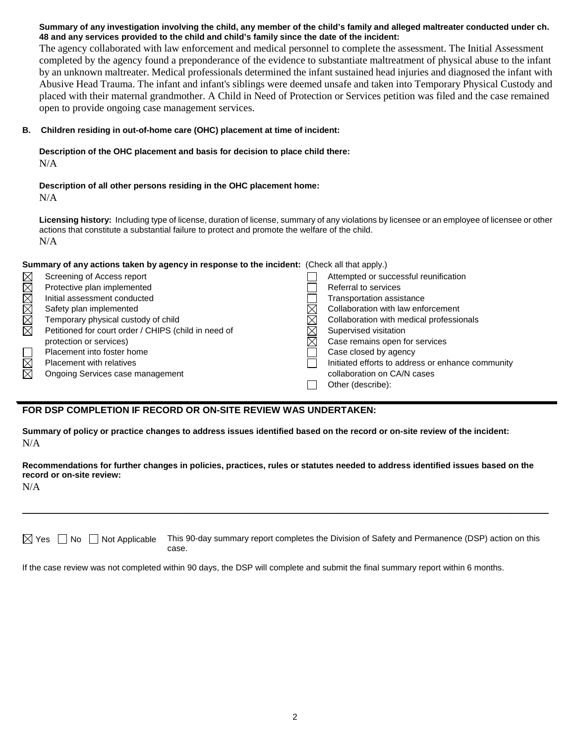**Summary of any investigation involving the child, any member of the child's family and alleged maltreater conducted under ch. 48 and any services provided to the child and child's family since the date of the incident:**

The agency collaborated with law enforcement and medical personnel to complete the assessment. The Initial Assessment completed by the agency found a preponderance of the evidence to substantiate maltreatment of physical abuse to the infant by an unknown maltreater. Medical professionals determined the infant sustained head injuries and diagnosed the infant with Abusive Head Trauma. The infant and infant's siblings were deemed unsafe and taken into Temporary Physical Custody and placed with their maternal grandmother. A Child in Need of Protection or Services petition was filed and the case remained open to provide ongoing case management services.

**B. Children residing in out-of-home care (OHC) placement at time of incident:**

**Description of the OHC placement and basis for decision to place child there:**
N/A

**Description of all other persons residing in the OHC placement home:**
N/A

**Licensing history:** Including type of license, duration of license, summary of any violations by licensee or an employee of licensee or other actions that constitute a substantial failure to protect and promote the welfare of the child.
N/A

**Summary of any actions taken by agency in response to the incident:** (Check all that apply.)

- [x] Screening of Access report
- [x] Protective plan implemented
- [x] Initial assessment conducted
- [x] Safety plan implemented
- [x] Temporary physical custody of child
- [x] Petitioned for court order / CHIPS (child in need of protection or services)
- [ ] Placement into foster home
- [x] Placement with relatives
- [x] Ongoing Services case management
- [ ] Attempted or successful reunification
- [ ] Referral to services
- [ ] Transportation assistance
- [x] Collaboration with law enforcement
- [x] Collaboration with medical professionals
- [x] Supervised visitation
- [x] Case remains open for services
- [ ] Case closed by agency
- [ ] Initiated efforts to address or enhance community collaboration on CA/N cases
- [ ] Other (describe):

## FOR DSP COMPLETION IF RECORD OR ON-SITE REVIEW WAS UNDERTAKEN:

**Summary of policy or practice changes to address issues identified based on the record or on-site review of the incident:**
N/A

**Recommendations for further changes in policies, practices, rules or statutes needed to address identified issues based on the record or on-site review:**
N/A

---

[x] Yes [ ] No [ ] Not Applicable This 90-day summary report completes the Division of Safety and Permanence (DSP) action on this case.

If the case review was not completed within 90 days, the DSP will complete and submit the final summary report within 6 months.